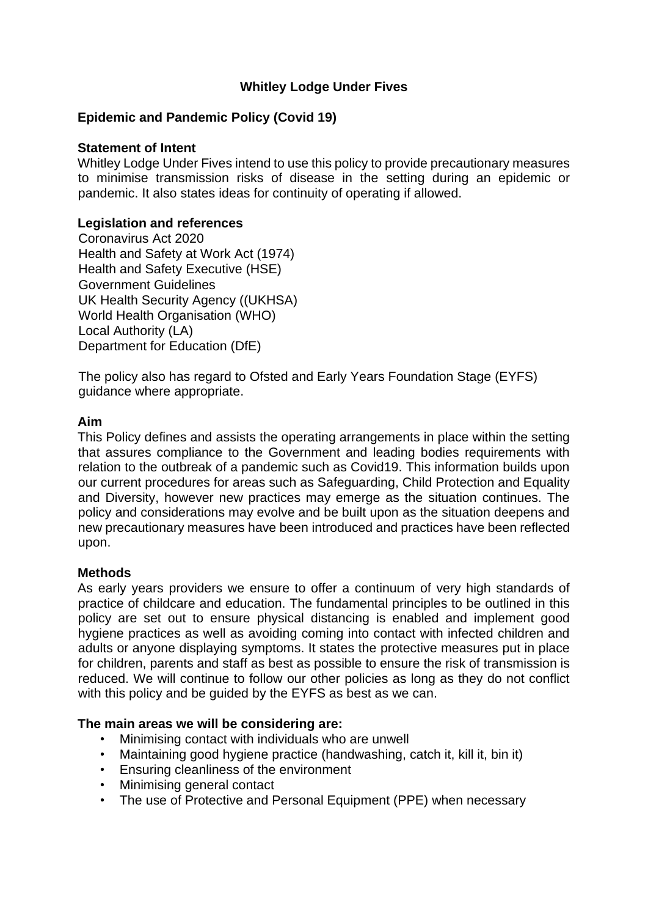# Whitley Lodge Under Fives

## Epidemic and Pandemic Policy (Covid 19)

### Statement of Intent

Whitley Lodge Under Fives intend to use this policy to provide precautionary measures to minimise transmission risks of disease in the setting during an epidemic or pandemic. It also states ideas for continuity of operating if allowed.

### Legislation and references

Coronavirus Act 2020
Health and Safety at Work Act (1974)
Health and Safety Executive (HSE)
Government Guidelines
UK Health Security Agency ((UKHSA)
World Health Organisation (WHO)
Local Authority (LA)
Department for Education (DfE)

The policy also has regard to Ofsted and Early Years Foundation Stage (EYFS) guidance where appropriate.

### Aim

This Policy defines and assists the operating arrangements in place within the setting that assures compliance to the Government and leading bodies requirements with relation to the outbreak of a pandemic such as Covid19. This information builds upon our current procedures for areas such as Safeguarding, Child Protection and Equality and Diversity, however new practices may emerge as the situation continues. The policy and considerations may evolve and be built upon as the situation deepens and new precautionary measures have been introduced and practices have been reflected upon.

### Methods

As early years providers we ensure to offer a continuum of very high standards of practice of childcare and education. The fundamental principles to be outlined in this policy are set out to ensure physical distancing is enabled and implement good hygiene practices as well as avoiding coming into contact with infected children and adults or anyone displaying symptoms. It states the protective measures put in place for children, parents and staff as best as possible to ensure the risk of transmission is reduced. We will continue to follow our other policies as long as they do not conflict with this policy and be guided by the EYFS as best as we can.

### The main areas we will be considering are:

- Minimising contact with individuals who are unwell
- Maintaining good hygiene practice (handwashing, catch it, kill it, bin it)
- Ensuring cleanliness of the environment
- Minimising general contact
- The use of Protective and Personal Equipment (PPE) when necessary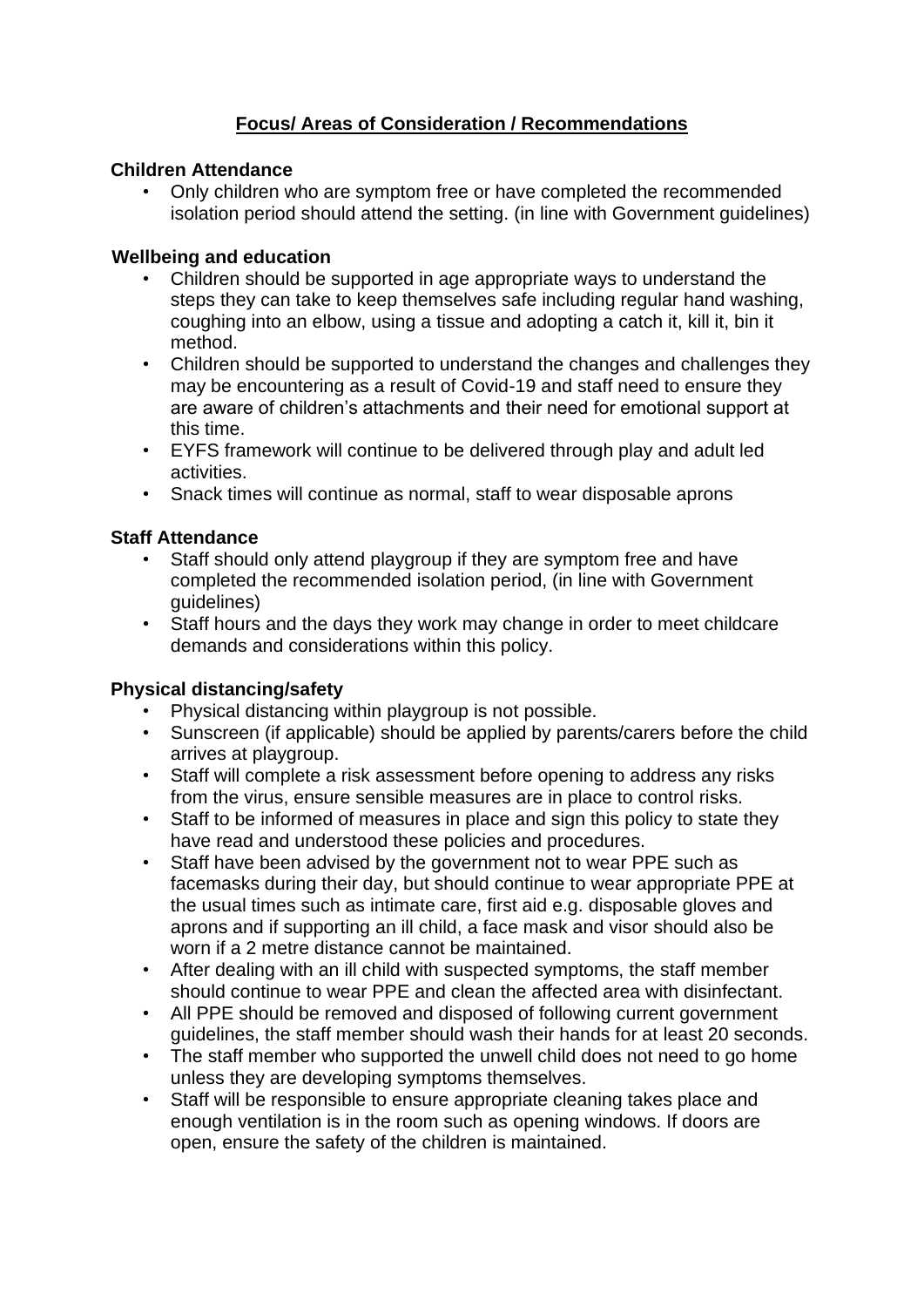## Focus/ Areas of Consideration / Recommendations

**Children Attendance**

- Only children who are symptom free or have completed the recommended isolation period should attend the setting. (in line with Government guidelines)

**Wellbeing and education**

- Children should be supported in age appropriate ways to understand the steps they can take to keep themselves safe including regular hand washing, coughing into an elbow, using a tissue and adopting a catch it, kill it, bin it method.
- Children should be supported to understand the changes and challenges they may be encountering as a result of Covid-19 and staff need to ensure they are aware of children's attachments and their need for emotional support at this time.
- EYFS framework will continue to be delivered through play and adult led activities.
- Snack times will continue as normal, staff to wear disposable aprons

**Staff Attendance**

- Staff should only attend playgroup if they are symptom free and have completed the recommended isolation period, (in line with Government guidelines)
- Staff hours and the days they work may change in order to meet childcare demands and considerations within this policy.

**Physical distancing/safety**

- Physical distancing within playgroup is not possible.
- Sunscreen (if applicable) should be applied by parents/carers before the child arrives at playgroup.
- Staff will complete a risk assessment before opening to address any risks from the virus, ensure sensible measures are in place to control risks.
- Staff to be informed of measures in place and sign this policy to state they have read and understood these policies and procedures.
- Staff have been advised by the government not to wear PPE such as facemasks during their day, but should continue to wear appropriate PPE at the usual times such as intimate care, first aid e.g. disposable gloves and aprons and if supporting an ill child, a face mask and visor should also be worn if a 2 metre distance cannot be maintained.
- After dealing with an ill child with suspected symptoms, the staff member should continue to wear PPE and clean the affected area with disinfectant.
- All PPE should be removed and disposed of following current government guidelines, the staff member should wash their hands for at least 20 seconds.
- The staff member who supported the unwell child does not need to go home unless they are developing symptoms themselves.
- Staff will be responsible to ensure appropriate cleaning takes place and enough ventilation is in the room such as opening windows. If doors are open, ensure the safety of the children is maintained.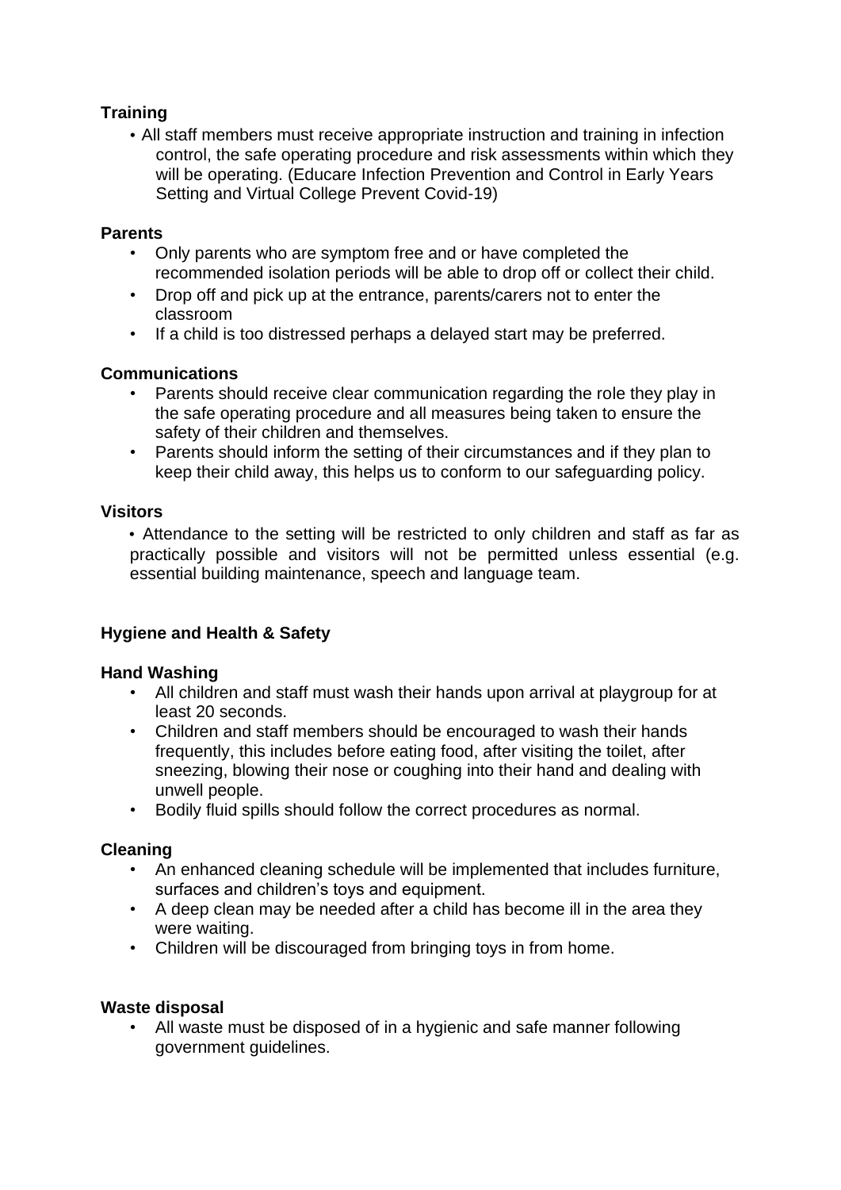**Training**

- All staff members must receive appropriate instruction and training in infection control, the safe operating procedure and risk assessments within which they will be operating. (Educare Infection Prevention and Control in Early Years Setting and Virtual College Prevent Covid-19)

**Parents**

- Only parents who are symptom free and or have completed the recommended isolation periods will be able to drop off or collect their child.
- Drop off and pick up at the entrance, parents/carers not to enter the classroom
- If a child is too distressed perhaps a delayed start may be preferred.

**Communications**

- Parents should receive clear communication regarding the role they play in the safe operating procedure and all measures being taken to ensure the safety of their children and themselves.
- Parents should inform the setting of their circumstances and if they plan to keep their child away, this helps us to conform to our safeguarding policy.

**Visitors**

- Attendance to the setting will be restricted to only children and staff as far as practically possible and visitors will not be permitted unless essential (e.g. essential building maintenance, speech and language team.

**Hygiene and Health & Safety**

**Hand Washing**

- All children and staff must wash their hands upon arrival at playgroup for at least 20 seconds.
- Children and staff members should be encouraged to wash their hands frequently, this includes before eating food, after visiting the toilet, after sneezing, blowing their nose or coughing into their hand and dealing with unwell people.
- Bodily fluid spills should follow the correct procedures as normal.

**Cleaning**

- An enhanced cleaning schedule will be implemented that includes furniture, surfaces and children's toys and equipment.
- A deep clean may be needed after a child has become ill in the area they were waiting.
- Children will be discouraged from bringing toys in from home.

**Waste disposal**

- All waste must be disposed of in a hygienic and safe manner following government guidelines.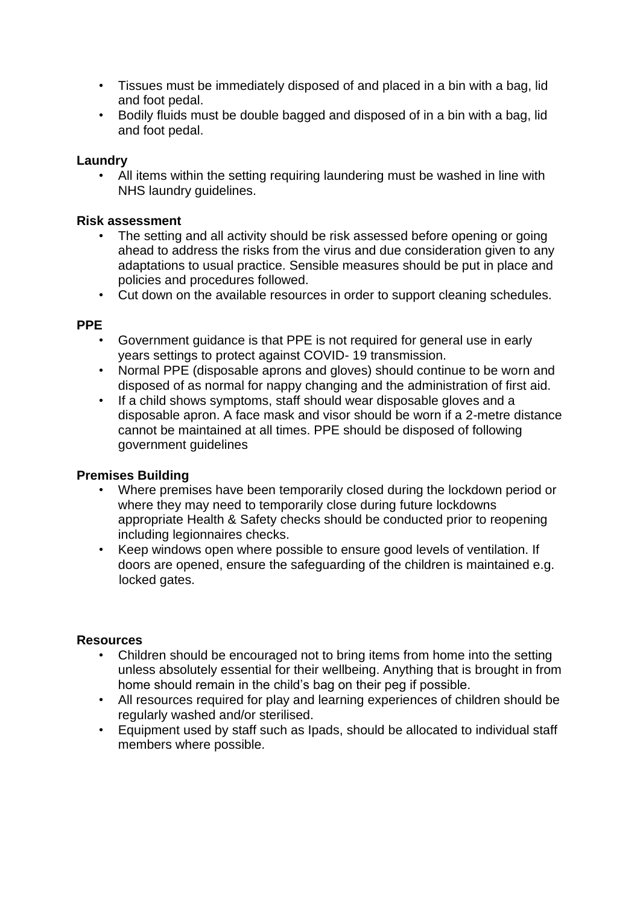- Tissues must be immediately disposed of and placed in a bin with a bag, lid and foot pedal.
- Bodily fluids must be double bagged and disposed of in a bin with a bag, lid and foot pedal.

**Laundry**

- All items within the setting requiring laundering must be washed in line with NHS laundry guidelines.

**Risk assessment**

- The setting and all activity should be risk assessed before opening or going ahead to address the risks from the virus and due consideration given to any adaptations to usual practice. Sensible measures should be put in place and policies and procedures followed.
- Cut down on the available resources in order to support cleaning schedules.

**PPE**

- Government guidance is that PPE is not required for general use in early years settings to protect against COVID- 19 transmission.
- Normal PPE (disposable aprons and gloves) should continue to be worn and disposed of as normal for nappy changing and the administration of first aid.
- If a child shows symptoms, staff should wear disposable gloves and a disposable apron. A face mask and visor should be worn if a 2-metre distance cannot be maintained at all times. PPE should be disposed of following government guidelines

**Premises Building**

- Where premises have been temporarily closed during the lockdown period or where they may need to temporarily close during future lockdowns appropriate Health & Safety checks should be conducted prior to reopening including legionnaires checks.
- Keep windows open where possible to ensure good levels of ventilation. If doors are opened, ensure the safeguarding of the children is maintained e.g. locked gates.

**Resources**

- Children should be encouraged not to bring items from home into the setting unless absolutely essential for their wellbeing. Anything that is brought in from home should remain in the child's bag on their peg if possible.
- All resources required for play and learning experiences of children should be regularly washed and/or sterilised.
- Equipment used by staff such as Ipads, should be allocated to individual staff members where possible.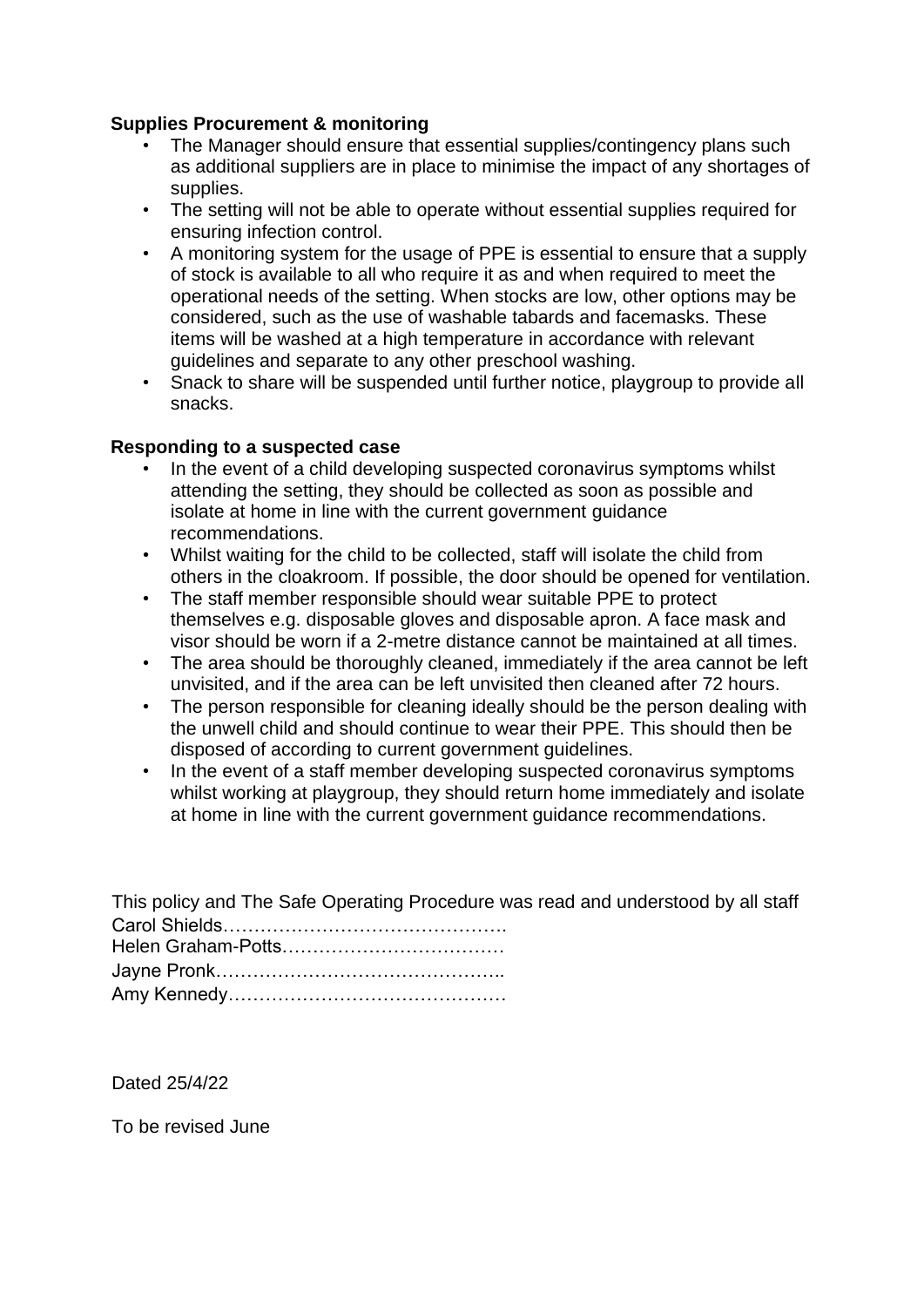**Supplies Procurement & monitoring**

- The Manager should ensure that essential supplies/contingency plans such as additional suppliers are in place to minimise the impact of any shortages of supplies.
- The setting will not be able to operate without essential supplies required for ensuring infection control.
- A monitoring system for the usage of PPE is essential to ensure that a supply of stock is available to all who require it as and when required to meet the operational needs of the setting. When stocks are low, other options may be considered, such as the use of washable tabards and facemasks. These items will be washed at a high temperature in accordance with relevant guidelines and separate to any other preschool washing.
- Snack to share will be suspended until further notice, playgroup to provide all snacks.

**Responding to a suspected case**

- In the event of a child developing suspected coronavirus symptoms whilst attending the setting, they should be collected as soon as possible and isolate at home in line with the current government guidance recommendations.
- Whilst waiting for the child to be collected, staff will isolate the child from others in the cloakroom. If possible, the door should be opened for ventilation.
- The staff member responsible should wear suitable PPE to protect themselves e.g. disposable gloves and disposable apron. A face mask and visor should be worn if a 2-metre distance cannot be maintained at all times.
- The area should be thoroughly cleaned, immediately if the area cannot be left unvisited, and if the area can be left unvisited then cleaned after 72 hours.
- The person responsible for cleaning ideally should be the person dealing with the unwell child and should continue to wear their PPE. This should then be disposed of according to current government guidelines.
- In the event of a staff member developing suspected coronavirus symptoms whilst working at playgroup, they should return home immediately and isolate at home in line with the current government guidance recommendations.

This policy and The Safe Operating Procedure was read and understood by all staff
Carol Shields……………………………………….
Helen Graham-Potts………………………………
Jayne Pronk………………………………………..
Amy Kennedy………………………………………

Dated 25/4/22

To be revised June